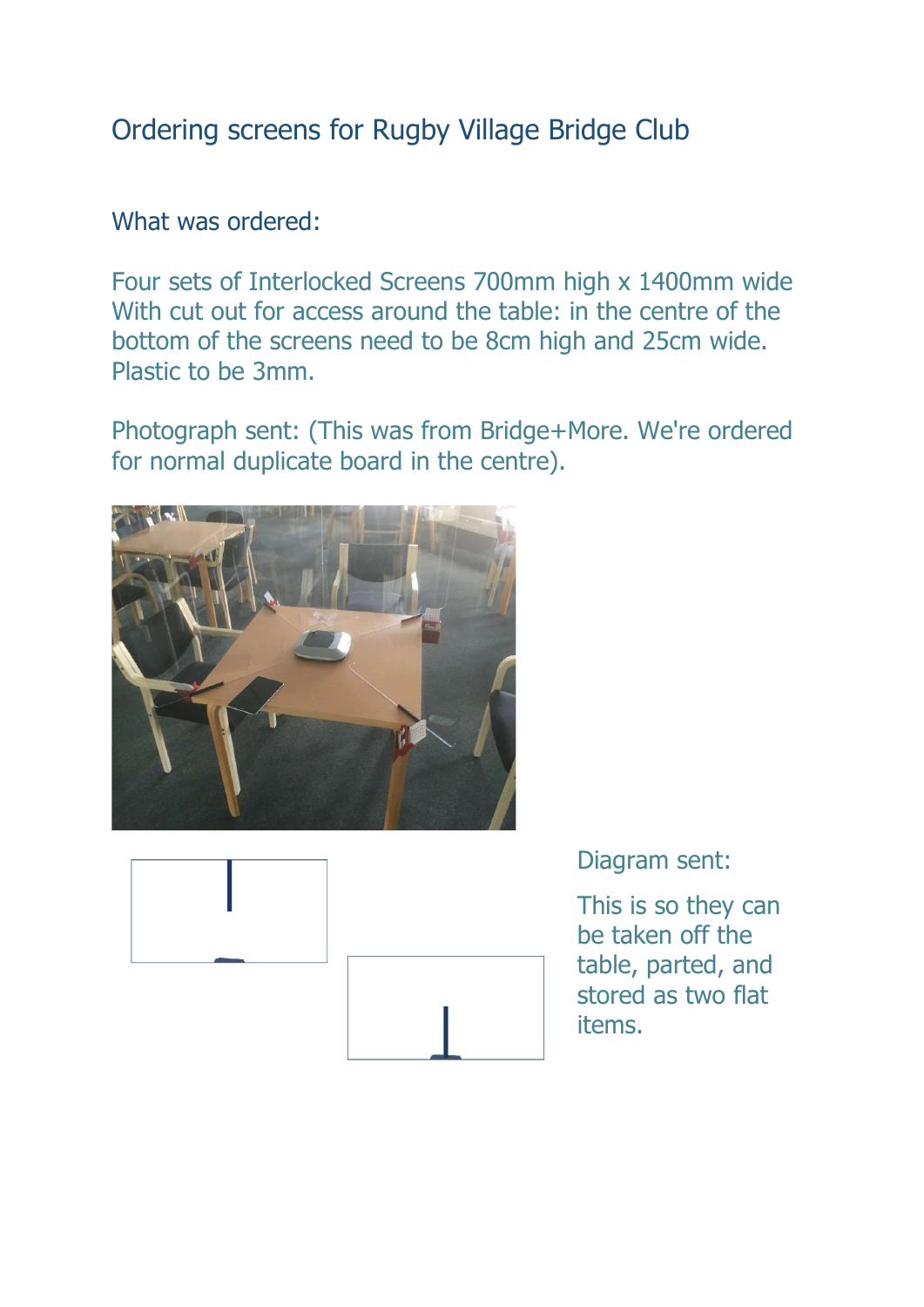# Ordering screens for Rugby Village Bridge Club

## What was ordered:

Four sets of Interlocked Screens 700mm high x 1400mm wide
With cut out for access around the table: in the centre of the bottom of the screens need to be 8cm high and 25cm wide.
Plastic to be 3mm.

Photograph sent: (This was from Bridge+More. We're ordered for normal duplicate board in the centre).

Diagram sent:

This is so they can be taken off the table, parted, and stored as two flat items.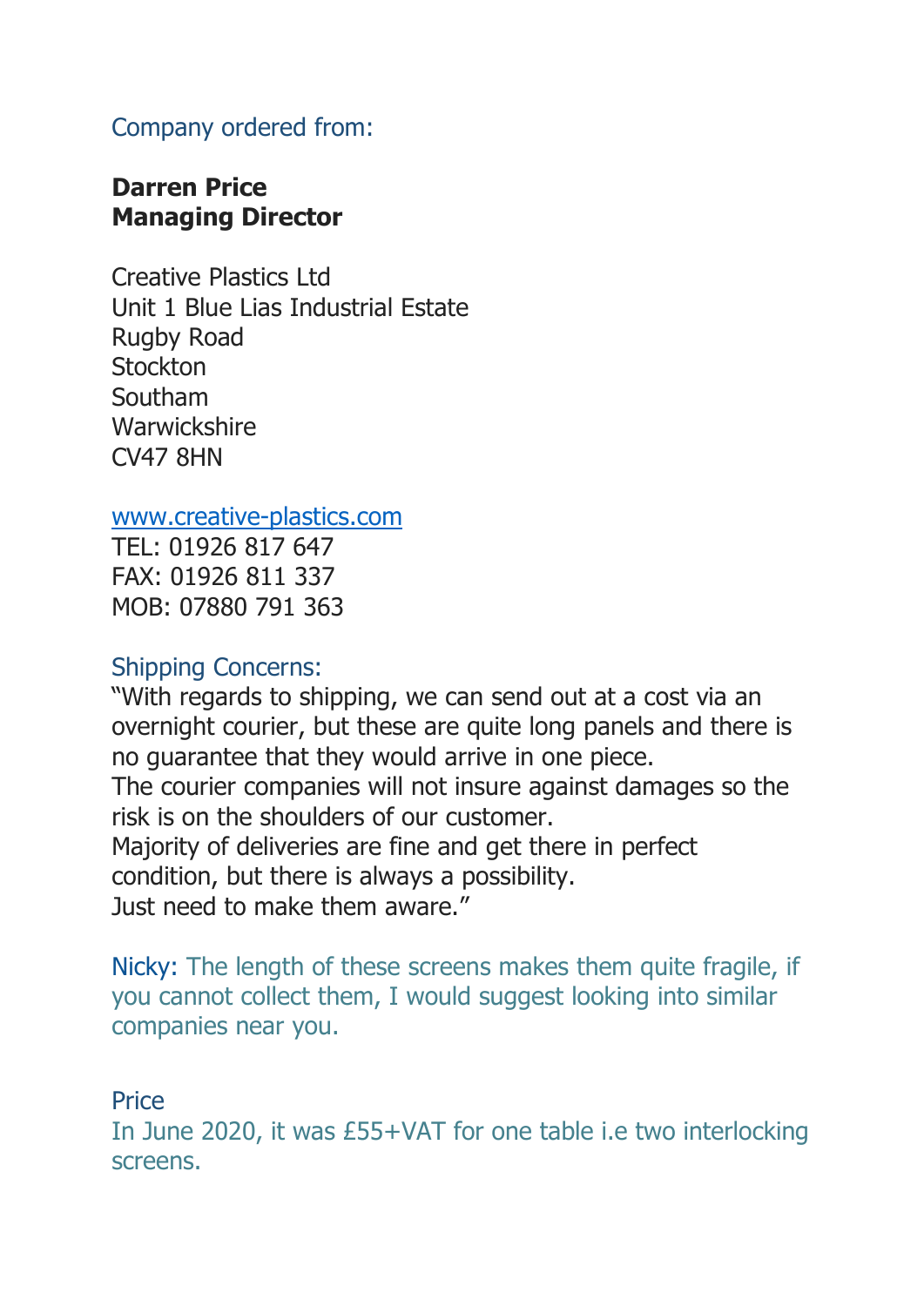Company ordered from:

**Darren Price**
**Managing Director**

Creative Plastics Ltd
Unit 1 Blue Lias Industrial Estate
Rugby Road
Stockton
Southam
Warwickshire
CV47 8HN

[www.creative-plastics.com](http://www.creative-plastics.com)
TEL: 01926 817 647
FAX: 01926 811 337
MOB: 07880 791 363

Shipping Concerns:
"With regards to shipping, we can send out at a cost via an overnight courier, but these are quite long panels and there is no guarantee that they would arrive in one piece.
The courier companies will not insure against damages so the risk is on the shoulders of our customer.
Majority of deliveries are fine and get there in perfect condition, but there is always a possibility.
Just need to make them aware."

Nicky: The length of these screens makes them quite fragile, if you cannot collect them, I would suggest looking into similar companies near you.

Price
In June 2020, it was £55+VAT for one table i.e two interlocking screens.